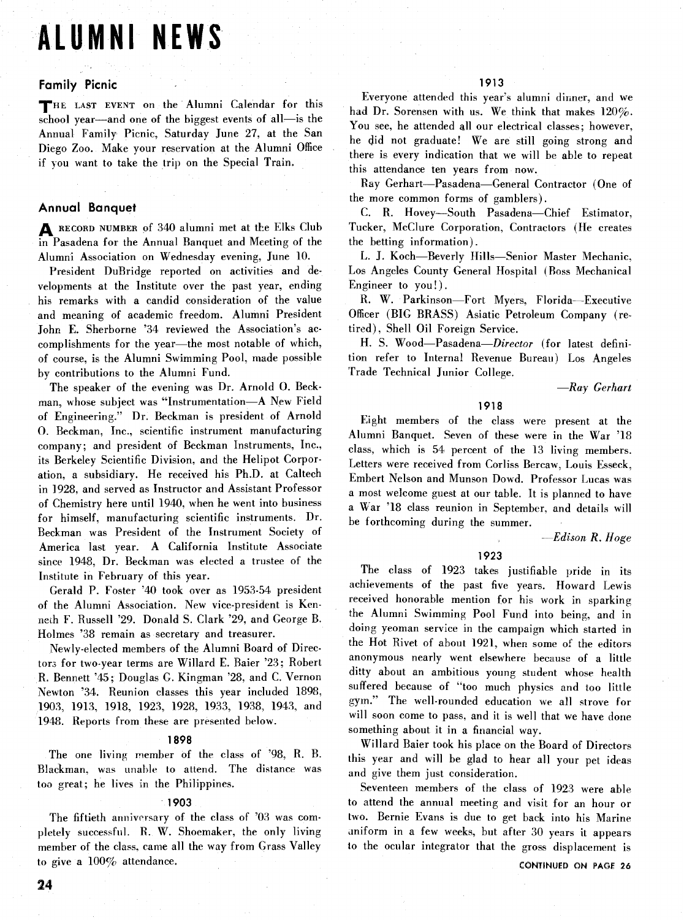# ALUMNI NEWS

## Family Picnic

THE LAST EVENT on the Alumni Calendar for this school year—and one of the biggest events of all—is the Annual Family Picnic, Saturday June 27, at the San Diego Zoo. Make your reservation at the Alumni Office if you want to take the trip on the Special Train.

## Annual Banquet

A RECORD NUMBER of 340 alumni met at the Elks Club in Pasadena for the Annual Banquet and Meeting of the Alumni Association on Wednesday evening, June 10.

President DuBridge reported on activities and developments at the Institute over the past year, ending his remarks with a candid consideration of the value and meaning of academic freedom. Alumni President John E. Sherborne '34 reviewed the Association's accomplishments for the year—the most notable of which, of course, is the Alumni Swimming Pool, made possible by contributions to the Alumni Fund.

The speaker of the evening was Dr. Arnold O. Beckman, whose subject was "Instrumentation—A New Field of Engineering." Dr. Beckman is president of Arnold O. Beckman, Inc., scientific instrument manufacturing company; and president of Beckman Instruments, Inc., its Berkeley Scientific Division, and the Helipot Corporation, a subsidiary. He received his Ph.D. at Caltech in 1928, and served as Instructor and Assistant Professor of Chemistry here until 1940, when he went into business for himself, manufacturing scientific instruments. Dr. Beckman was President of the Instrument Society of America last year. A California Institute Associate since 1948, Dr. Beckman was elected a trustee of the Institute in February of this year.

Gerald P. Foster '40 took over as 1953-54 president of the Alumni Association. New vice-president is Kenneth F. Russell '29. Donald S. Clark '29, and George B. Holmes '38 remain as secretary and treasurer.

Newly-elected members of the Alumni Board of Directors for two-year terms are Willard E. Baier '23; Robert R. Bennett '45; Douglas G. Kingman '28, and C. Vernon Newton '34. Reunion classes this year included 1898, 1903, 1913, 1918, 1923, 1928, 1933, 1938, 1943, and 1948. Reports from these are presented below.

### 1898

The one living member of the class of '98, R. B. Blackman, was unable to attend. The distance was too great; he lives in the Philippines.

### 1903

The fiftieth anniversary of the class of '03 was completely successful. R. W. Shoemaker, the only living member of the class, came all the way from Grass Valley to give a 100% attendance.

### 1913

Everyone attended this year's alumni dinner, and we had Dr. Sorensen with us. We think that makes 120%. You see, he attended all our electrical classes; however, he did not graduate! We are still going strong and there is every indication that we will be able to repeat this attendance ten years from now.

Ray Gerhart—Pasadena—General Contractor (One of the more common forms of gamblers).

C. R. Hovey—South Pasadena—Chief Estimator, Tucker, McClure Corporation, Contractors (He creates the betting information).

L. J. Koch—Beverly Hills—Senior Master Mechanic, Los Angeles County General Hospital (Boss Mechanical Engineer to you!).

R. W. Parkinson—Fort Myers, Florida—Executive Officer (BIG BRASS) Asiatic Petroleum Company (retired), Shell Oil Foreign Service.

H. S. Wood—Pasadena—*Director* (for latest definition refer to Internal Revenue Bureau) Los Angeles Trade Technical Junior College.

*—Ray Gerhart*

### 1918

Eight members of the class were present at the Alumni Banquet. Seven of these were in the War '18 class, which is 54 percent of the 13 living members. Letters were received from Corliss Bercaw, Louis Esseck, Embert Nelson and Munson Dowd. Professor Lucas was a most welcome guest at our table. It is planned to have a War '18 class reunion in September, and details will be forthcoming during the summer.

*—Edison R. Hoge*

### 1923

The class of 1923 takes justifiable pride in its achievements of the past five years. Howard Lewis received honorable mention for his work in sparking the Alumni Swimming Pool Fund into being, and in doing yeoman service in the campaign which started in the Hot Rivet of about 1921, when some of the editors anonymous nearly went elsewhere because of a little ditty about an ambitious young student whose health suffered because of "too much physics and too little gym." The well-rounded education we all strove for will soon come to pass, and it is well that we have done something about it in a financial way.

Willard Baier took his place on the Board of Directors this year and will be glad to hear all your pet ideas and give them just consideration.

Seventeen members of the class of 1923 were able to attend the annual meeting and visit for an hour or two. Bernie Evans is due to get back into his Marine uniform in a few weeks, but after 30 years it appears to the ocular integrator that the gross displacement is

CONTINUED ON PAGE 26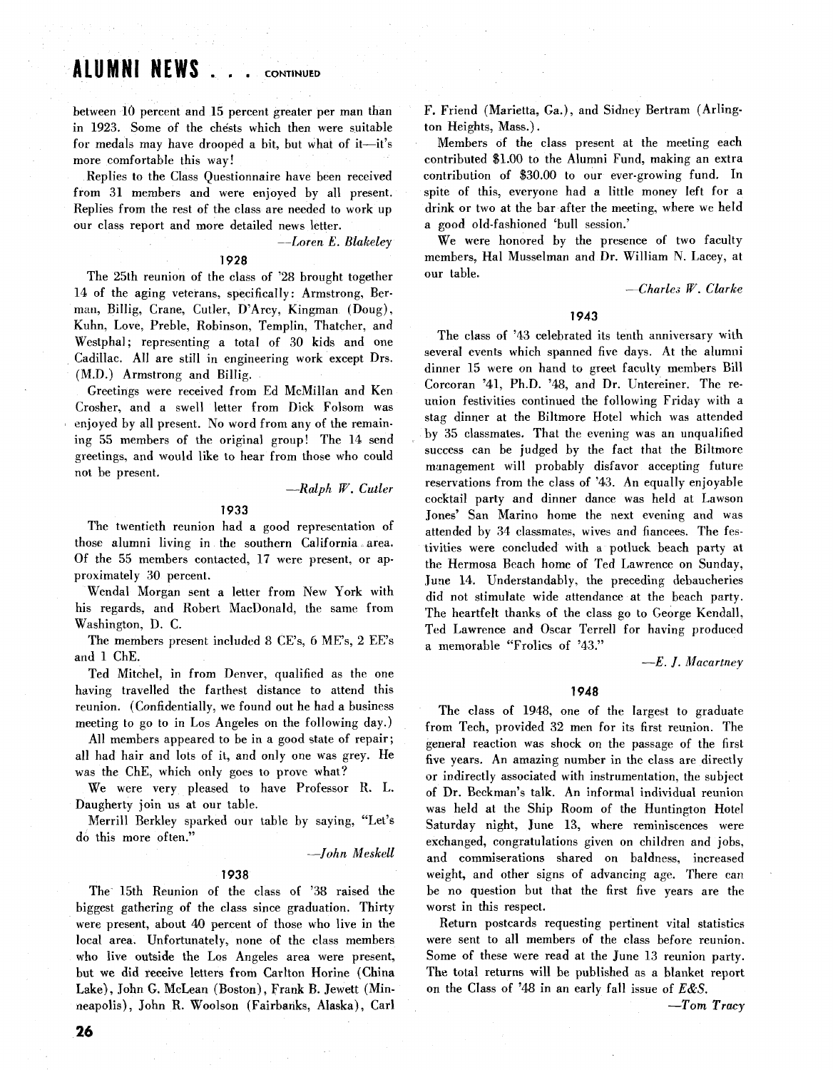## ALUMNI NEWS . . . CONTINUED

between 10 percent and 15 percent greater per man than in 1923. Some of the chests which then were suitable for medals may have drooped a bit, but what of it—it's more comfortable this way!

Replies to the Class Questionnaire have been received from 31 members and were enjoyed by all present. Replies from the rest of the class are needed to work up our class report and more detailed news letter.

—*Loren E. Blakeley*

### 1928

The 25th reunion of the class of '28 brought together 14 of the aging veterans, specifically: Armstrong, Berman, Billig, Crane, Cutler, D'Arcy, Kingman (Doug), Kuhn, Love, Preble, Robinson, Templin, Thatcher, and Westphal; representing a total of 30 kids and one Cadillac. All are still in engineering work except Drs. (M.D.) Armstrong and Billig.

Greetings were received from Ed McMillan and Ken Crosher, and a swell letter from Dick Folsom was enjoyed by all present. No word from any of the remaining 55 members of the original group! The 14 send greetings, and would like to hear from those who could not be present.

—*Ralph W. Cutler*

### 1933

The twentieth reunion had a good representation of those alumni living in the southern California area. Of the 55 members contacted, 17 were present, or approximately 30 percent.

Wendal Morgan sent a letter from New York with his regards, and Robert MacDonald, the same from Washington, D. C.

The members present included 8 CE's, 6 ME's, 2 EE's and 1 ChE.

Ted Mitchel, in from Denver, qualified as the one having travelled the farthest distance to attend this reunion. (Confidentially, we found out he had a business meeting to go to in Los Angeles on the following day.)

All members appeared to be in a good state of repair; all had hair and lots of it, and only one was grey. He was the ChE, which only goes to prove what?

We were very pleased to have Professor R. L. Daugherty join us at our table.

Merrill Berkley sparked our table by saying, "Let's do this more often."

—*John Meskell*

### 1938

The 15th Reunion of the class of '38 raised the biggest gathering of the class since graduation. Thirty were present, about 40 percent of those who live in the local area. Unfortunately, none of the class members who live outside the Los Angeles area were present, but we did receive letters from Carlton Horine (China Lake), John G. McLean (Boston), Frank B. Jewett (Minneapolis), John R. Woolson (Fairbanks, Alaska), Carl F. Friend (Marietta, Ga.), and Sidney Bertram (Arlington Heights, Mass.).

Members of the class present at the meeting each contributed $1.00 to the Alumni Fund, making an extra contribution of $30.00 to our ever-growing fund. In spite of this, everyone had a little money left for a drink or two at the bar after the meeting, where we held a good old-fashioned 'bull session.'

We were honored by the presence of two faculty members, Hal Musselman and Dr. William N. Lacey, at our table.

—*Charles W. Clarke*

### 1943

The class of '43 celebrated its tenth anniversary with several events which spanned five days. At the alumni dinner 15 were on hand to greet faculty members Bill Corcoran '41, Ph.D. '48, and Dr. Untereiner. The reunion festivities continued the following Friday with a stag dinner at the Biltmore Hotel which was attended by 35 classmates. That the evening was an unqualified success can be judged by the fact that the Biltmore management will probably disfavor accepting future reservations from the class of '43. An equally enjoyable cocktail party and dinner dance was held at Lawson Jones' San Marino home the next evening and was attended by 34 classmates, wives and fiancees. The festivities were concluded with a potluck beach party at the Hermosa Beach home of Ted Lawrence on Sunday, June 14. Understandably, the preceding debaucheries did not stimulate wide attendance at the beach party. The heartfelt thanks of the class go to George Kendall, Ted Lawrence and Oscar Terrell for having produced a memorable "Frolics of '43."

—*E. J. Macartney*

### 1948

The class of 1948, one of the largest to graduate from Tech, provided 32 men for its first reunion. The general reaction was shock on the passage of the first five years. An amazing number in the class are directly or indirectly associated with instrumentation, the subject of Dr. Beckman's talk. An informal individual reunion was held at the Ship Room of the Huntington Hotel Saturday night, June 13, where reminiscences were exchanged, congratulations given on children and jobs, and commiserations shared on baldness, increased weight, and other signs of advancing age. There can be no question but that the first five years are the worst in this respect.

Return postcards requesting pertinent vital statistics were sent to all members of the class before reunion. Some of these were read at the June 13 reunion party. The total returns will be published as a blanket report on the Class of '48 in an early fall issue of *E&S*.

—*Tom Tracy*